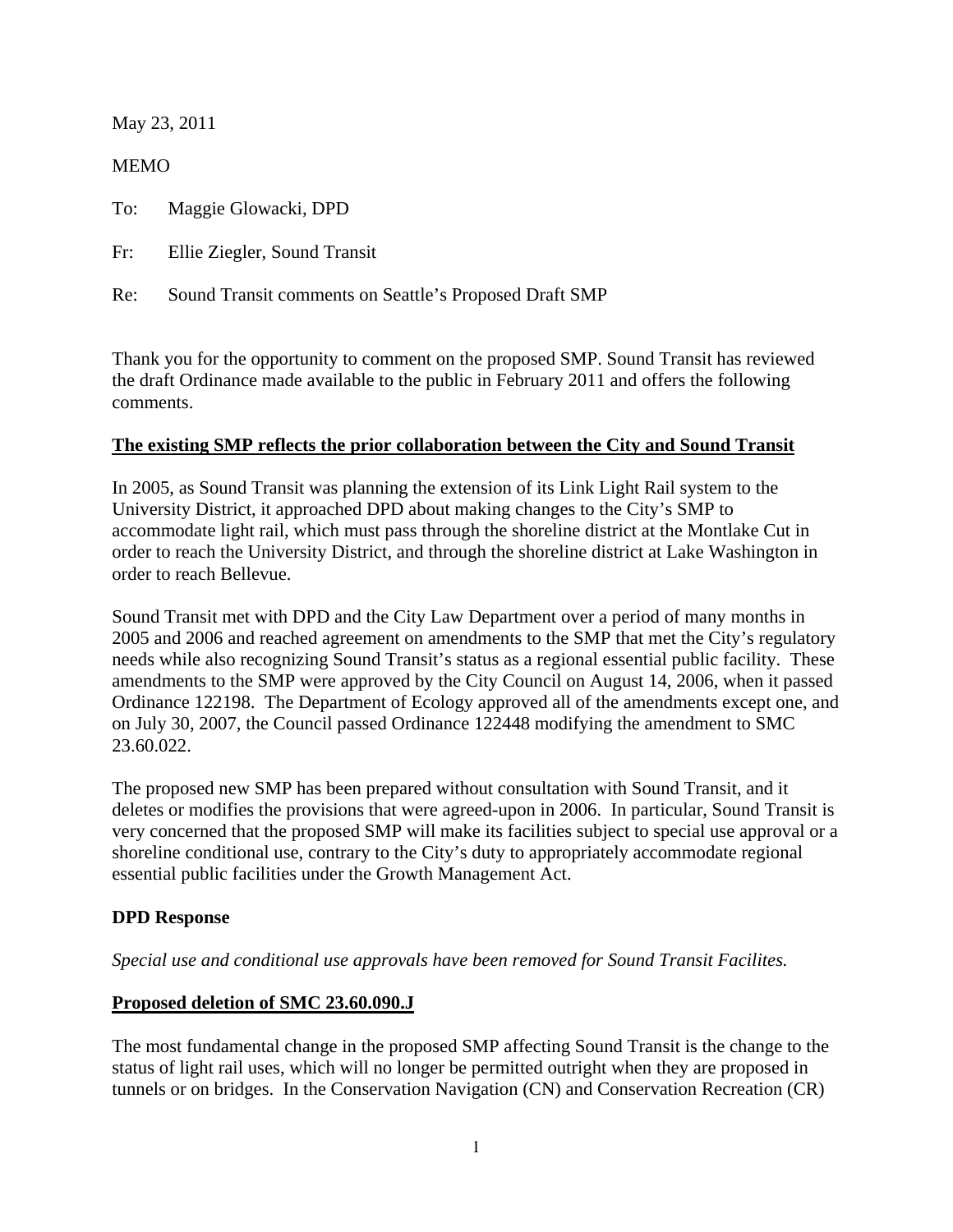May 23, 2011

MEMO

To: Maggie Glowacki, DPD

Fr: Ellie Ziegler, Sound Transit

Re: Sound Transit comments on Seattle's Proposed Draft SMP

Thank you for the opportunity to comment on the proposed SMP. Sound Transit has reviewed the draft Ordinance made available to the public in February 2011 and offers the following comments.

**<u>The existing SMP reflects the prior collaboration between the City and Sound Transit</u>**

In 2005, as Sound Transit was planning the extension of its Link Light Rail system to the University District, it approached DPD about making changes to the City's SMP to accommodate light rail, which must pass through the shoreline district at the Montlake Cut in order to reach the University District, and through the shoreline district at Lake Washington in order to reach Bellevue.

Sound Transit met with DPD and the City Law Department over a period of many months in 2005 and 2006 and reached agreement on amendments to the SMP that met the City's regulatory needs while also recognizing Sound Transit's status as a regional essential public facility. These amendments to the SMP were approved by the City Council on August 14, 2006, when it passed Ordinance 122198. The Department of Ecology approved all of the amendments except one, and on July 30, 2007, the Council passed Ordinance 122448 modifying the amendment to SMC 23.60.022.

The proposed new SMP has been prepared without consultation with Sound Transit, and it deletes or modifies the provisions that were agreed-upon in 2006. In particular, Sound Transit is very concerned that the proposed SMP will make its facilities subject to special use approval or a shoreline conditional use, contrary to the City's duty to appropriately accommodate regional essential public facilities under the Growth Management Act.

**DPD Response**

*Special use and conditional use approvals have been removed for Sound Transit Facilites.*

**<u>Proposed deletion of SMC 23.60.090.J</u>**

The most fundamental change in the proposed SMP affecting Sound Transit is the change to the status of light rail uses, which will no longer be permitted outright when they are proposed in tunnels or on bridges. In the Conservation Navigation (CN) and Conservation Recreation (CR)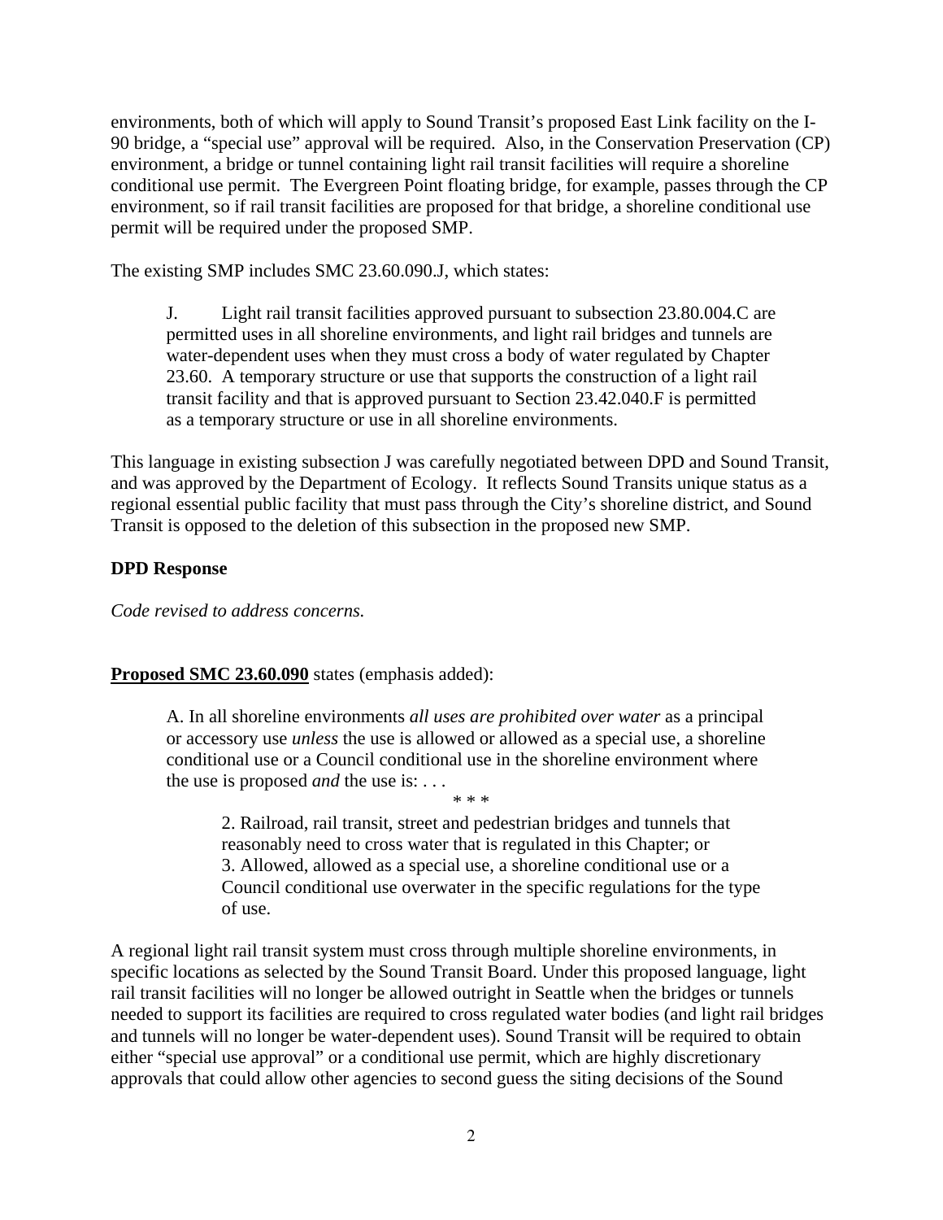environments, both of which will apply to Sound Transit's proposed East Link facility on the I-90 bridge, a "special use" approval will be required. Also, in the Conservation Preservation (CP) environment, a bridge or tunnel containing light rail transit facilities will require a shoreline conditional use permit. The Evergreen Point floating bridge, for example, passes through the CP environment, so if rail transit facilities are proposed for that bridge, a shoreline conditional use permit will be required under the proposed SMP.

The existing SMP includes SMC 23.60.090.J, which states:

> J. Light rail transit facilities approved pursuant to subsection 23.80.004.C are permitted uses in all shoreline environments, and light rail bridges and tunnels are water-dependent uses when they must cross a body of water regulated by Chapter 23.60. A temporary structure or use that supports the construction of a light rail transit facility and that is approved pursuant to Section 23.42.040.F is permitted as a temporary structure or use in all shoreline environments.

This language in existing subsection J was carefully negotiated between DPD and Sound Transit, and was approved by the Department of Ecology. It reflects Sound Transits unique status as a regional essential public facility that must pass through the City's shoreline district, and Sound Transit is opposed to the deletion of this subsection in the proposed new SMP.

**DPD Response**

*Code revised to address concerns.*

**Proposed SMC 23.60.090** states (emphasis added):

> A. In all shoreline environments *all uses are prohibited over water* as a principal or accessory use *unless* the use is allowed or allowed as a special use, a shoreline conditional use or a Council conditional use in the shoreline environment where the use is proposed *and* the use is: . . .
>
> \* \* \*
>
> > 2. Railroad, rail transit, street and pedestrian bridges and tunnels that reasonably need to cross water that is regulated in this Chapter; or
> > 3. Allowed, allowed as a special use, a shoreline conditional use or a Council conditional use overwater in the specific regulations for the type of use.

A regional light rail transit system must cross through multiple shoreline environments, in specific locations as selected by the Sound Transit Board. Under this proposed language, light rail transit facilities will no longer be allowed outright in Seattle when the bridges or tunnels needed to support its facilities are required to cross regulated water bodies (and light rail bridges and tunnels will no longer be water-dependent uses). Sound Transit will be required to obtain either "special use approval" or a conditional use permit, which are highly discretionary approvals that could allow other agencies to second guess the siting decisions of the Sound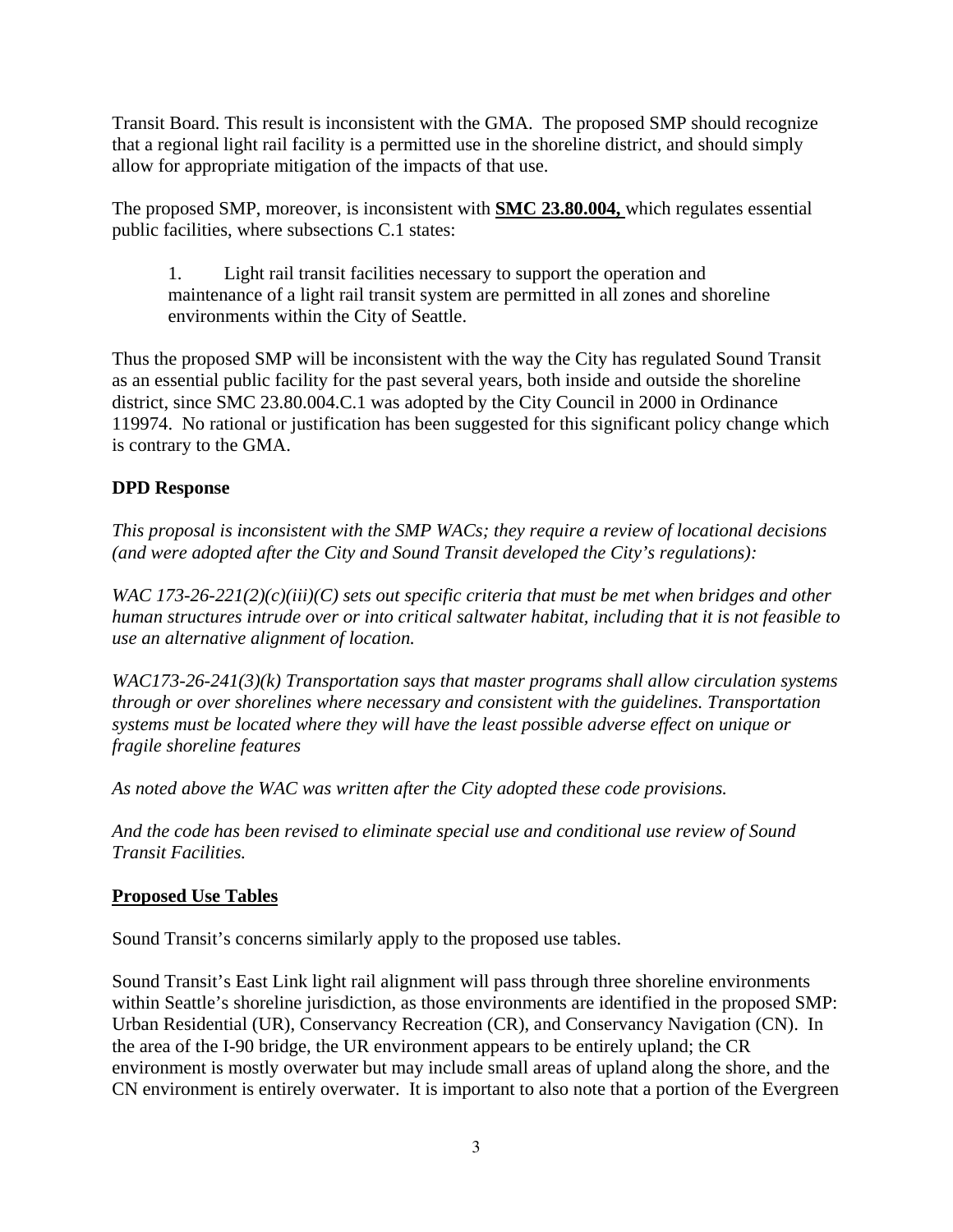Transit Board. This result is inconsistent with the GMA. The proposed SMP should recognize that a regional light rail facility is a permitted use in the shoreline district, and should simply allow for appropriate mitigation of the impacts of that use.

The proposed SMP, moreover, is inconsistent with **SMC 23.80.004,** which regulates essential public facilities, where subsections C.1 states:

> 1. Light rail transit facilities necessary to support the operation and maintenance of a light rail transit system are permitted in all zones and shoreline environments within the City of Seattle.

Thus the proposed SMP will be inconsistent with the way the City has regulated Sound Transit as an essential public facility for the past several years, both inside and outside the shoreline district, since SMC 23.80.004.C.1 was adopted by the City Council in 2000 in Ordinance 119974. No rational or justification has been suggested for this significant policy change which is contrary to the GMA.

**DPD Response**

*This proposal is inconsistent with the SMP WACs; they require a review of locational decisions (and were adopted after the City and Sound Transit developed the City's regulations):*

*WAC 173-26-221(2)(c)(iii)(C) sets out specific criteria that must be met when bridges and other human structures intrude over or into critical saltwater habitat, including that it is not feasible to use an alternative alignment of location.*

*WAC173-26-241(3)(k) Transportation says that master programs shall allow circulation systems through or over shorelines where necessary and consistent with the guidelines. Transportation systems must be located where they will have the least possible adverse effect on unique or fragile shoreline features*

*As noted above the WAC was written after the City adopted these code provisions.*

*And the code has been revised to eliminate special use and conditional use review of Sound Transit Facilities.*

**Proposed Use Tables**

Sound Transit's concerns similarly apply to the proposed use tables.

Sound Transit's East Link light rail alignment will pass through three shoreline environments within Seattle's shoreline jurisdiction, as those environments are identified in the proposed SMP: Urban Residential (UR), Conservancy Recreation (CR), and Conservancy Navigation (CN). In the area of the I-90 bridge, the UR environment appears to be entirely upland; the CR environment is mostly overwater but may include small areas of upland along the shore, and the CN environment is entirely overwater. It is important to also note that a portion of the Evergreen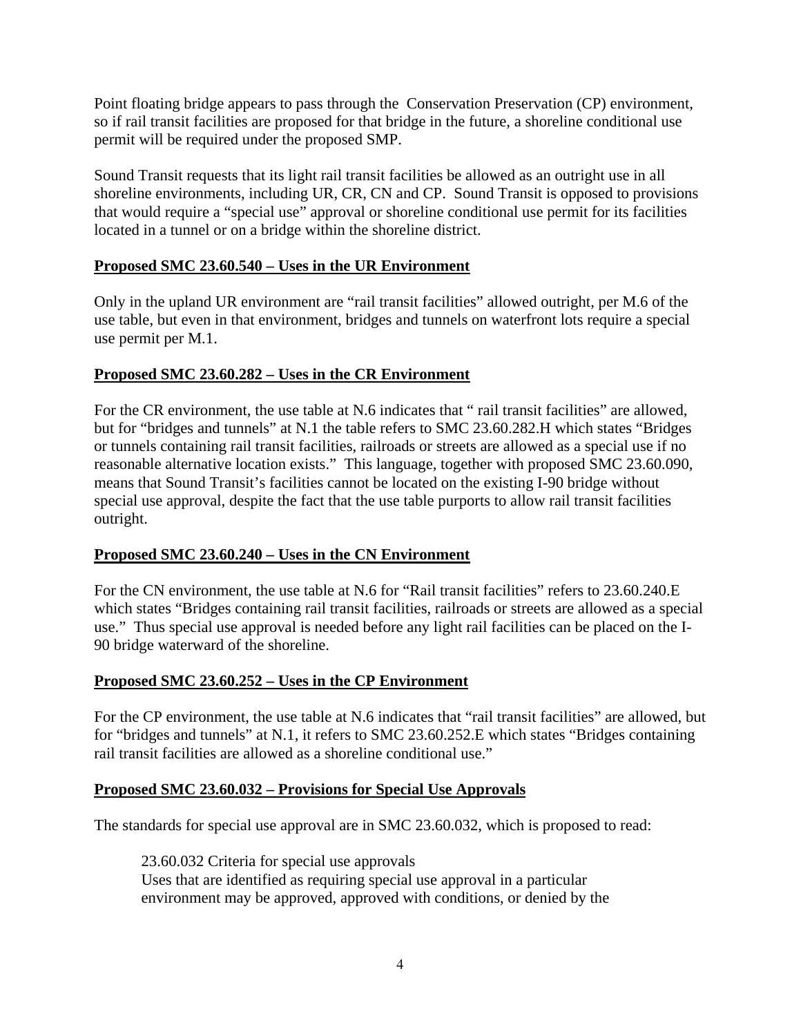Point floating bridge appears to pass through the Conservation Preservation (CP) environment, so if rail transit facilities are proposed for that bridge in the future, a shoreline conditional use permit will be required under the proposed SMP.

Sound Transit requests that its light rail transit facilities be allowed as an outright use in all shoreline environments, including UR, CR, CN and CP. Sound Transit is opposed to provisions that would require a "special use" approval or shoreline conditional use permit for its facilities located in a tunnel or on a bridge within the shoreline district.

**<u>Proposed SMC 23.60.540 – Uses in the UR Environment</u>**

Only in the upland UR environment are "rail transit facilities" allowed outright, per M.6 of the use table, but even in that environment, bridges and tunnels on waterfront lots require a special use permit per M.1.

**<u>Proposed SMC 23.60.282 – Uses in the CR Environment</u>**

For the CR environment, the use table at N.6 indicates that " rail transit facilities" are allowed, but for "bridges and tunnels" at N.1 the table refers to SMC 23.60.282.H which states "Bridges or tunnels containing rail transit facilities, railroads or streets are allowed as a special use if no reasonable alternative location exists." This language, together with proposed SMC 23.60.090, means that Sound Transit's facilities cannot be located on the existing I-90 bridge without special use approval, despite the fact that the use table purports to allow rail transit facilities outright.

**<u>Proposed SMC 23.60.240 – Uses in the CN Environment</u>**

For the CN environment, the use table at N.6 for "Rail transit facilities" refers to 23.60.240.E which states "Bridges containing rail transit facilities, railroads or streets are allowed as a special use." Thus special use approval is needed before any light rail facilities can be placed on the I-90 bridge waterward of the shoreline.

**<u>Proposed SMC 23.60.252 – Uses in the CP Environment</u>**

For the CP environment, the use table at N.6 indicates that "rail transit facilities" are allowed, but for "bridges and tunnels" at N.1, it refers to SMC 23.60.252.E which states "Bridges containing rail transit facilities are allowed as a shoreline conditional use."

**<u>Proposed SMC 23.60.032 – Provisions for Special Use Approvals</u>**

The standards for special use approval are in SMC 23.60.032, which is proposed to read:

> 23.60.032 Criteria for special use approvals
> Uses that are identified as requiring special use approval in a particular environment may be approved, approved with conditions, or denied by the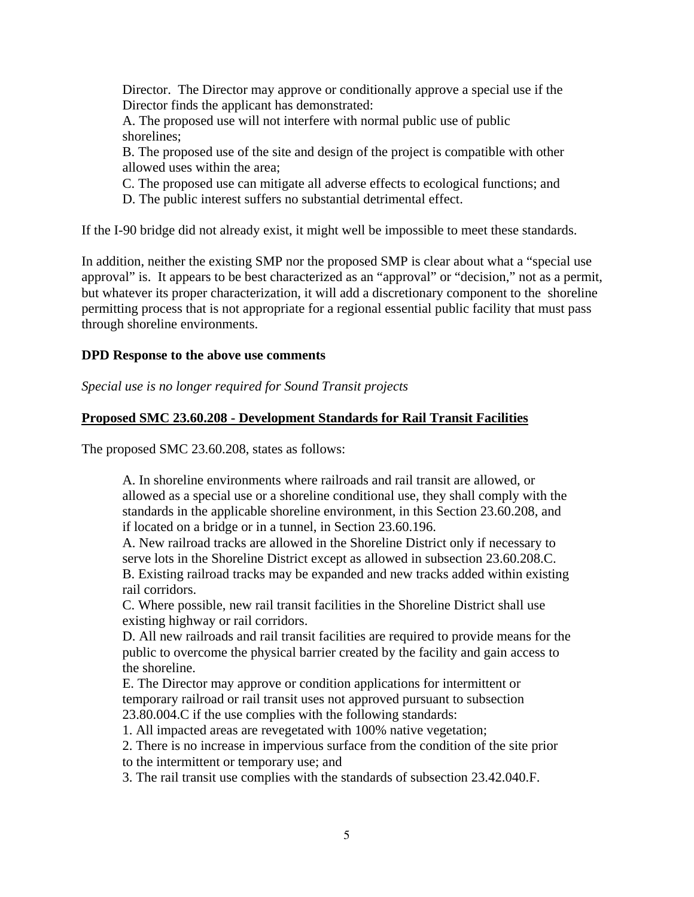Director. The Director may approve or conditionally approve a special use if the Director finds the applicant has demonstrated:

A. The proposed use will not interfere with normal public use of public shorelines;

B. The proposed use of the site and design of the project is compatible with other allowed uses within the area;

C. The proposed use can mitigate all adverse effects to ecological functions; and

D. The public interest suffers no substantial detrimental effect.

If the I-90 bridge did not already exist, it might well be impossible to meet these standards.

In addition, neither the existing SMP nor the proposed SMP is clear about what a "special use approval" is. It appears to be best characterized as an "approval" or "decision," not as a permit, but whatever its proper characterization, it will add a discretionary component to the shoreline permitting process that is not appropriate for a regional essential public facility that must pass through shoreline environments.

**DPD Response to the above use comments**

*Special use is no longer required for Sound Transit projects*

**Proposed SMC 23.60.208 - Development Standards for Rail Transit Facilities**

The proposed SMC 23.60.208, states as follows:

A. In shoreline environments where railroads and rail transit are allowed, or allowed as a special use or a shoreline conditional use, they shall comply with the standards in the applicable shoreline environment, in this Section 23.60.208, and if located on a bridge or in a tunnel, in Section 23.60.196.

A. New railroad tracks are allowed in the Shoreline District only if necessary to serve lots in the Shoreline District except as allowed in subsection 23.60.208.C.

B. Existing railroad tracks may be expanded and new tracks added within existing rail corridors.

C. Where possible, new rail transit facilities in the Shoreline District shall use existing highway or rail corridors.

D. All new railroads and rail transit facilities are required to provide means for the public to overcome the physical barrier created by the facility and gain access to the shoreline.

E. The Director may approve or condition applications for intermittent or temporary railroad or rail transit uses not approved pursuant to subsection 23.80.004.C if the use complies with the following standards:

1. All impacted areas are revegetated with 100% native vegetation;
2. There is no increase in impervious surface from the condition of the site prior to the intermittent or temporary use; and
3. The rail transit use complies with the standards of subsection 23.42.040.F.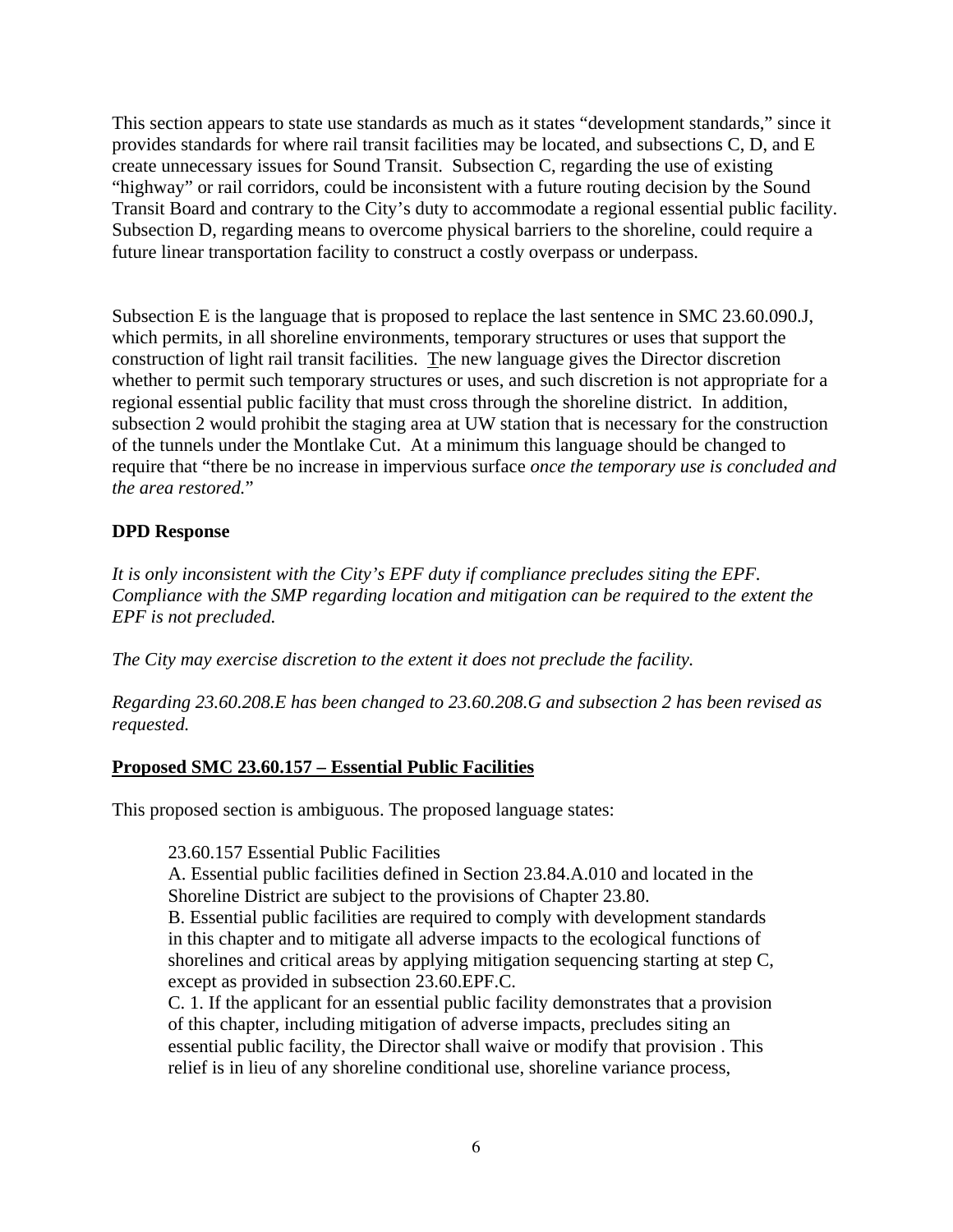This section appears to state use standards as much as it states "development standards," since it provides standards for where rail transit facilities may be located, and subsections C, D, and E create unnecessary issues for Sound Transit. Subsection C, regarding the use of existing "highway" or rail corridors, could be inconsistent with a future routing decision by the Sound Transit Board and contrary to the City's duty to accommodate a regional essential public facility. Subsection D, regarding means to overcome physical barriers to the shoreline, could require a future linear transportation facility to construct a costly overpass or underpass.

Subsection E is the language that is proposed to replace the last sentence in SMC 23.60.090.J, which permits, in all shoreline environments, temporary structures or uses that support the construction of light rail transit facilities. The new language gives the Director discretion whether to permit such temporary structures or uses, and such discretion is not appropriate for a regional essential public facility that must cross through the shoreline district. In addition, subsection 2 would prohibit the staging area at UW station that is necessary for the construction of the tunnels under the Montlake Cut. At a minimum this language should be changed to require that "there be no increase in impervious surface *once the temporary use is concluded and the area restored.*"

**DPD Response**

*It is only inconsistent with the City's EPF duty if compliance precludes siting the EPF. Compliance with the SMP regarding location and mitigation can be required to the extent the EPF is not precluded.*

*The City may exercise discretion to the extent it does not preclude the facility.*

*Regarding 23.60.208.E has been changed to 23.60.208.G and subsection 2 has been revised as requested.*

**<u>Proposed SMC 23.60.157 – Essential Public Facilities</u>**

This proposed section is ambiguous. The proposed language states:

> 23.60.157 Essential Public Facilities
> A. Essential public facilities defined in Section 23.84.A.010 and located in the Shoreline District are subject to the provisions of Chapter 23.80.
> B. Essential public facilities are required to comply with development standards in this chapter and to mitigate all adverse impacts to the ecological functions of shorelines and critical areas by applying mitigation sequencing starting at step C, except as provided in subsection 23.60.EPF.C.
> C. 1. If the applicant for an essential public facility demonstrates that a provision of this chapter, including mitigation of adverse impacts, precludes siting an essential public facility, the Director shall waive or modify that provision . This relief is in lieu of any shoreline conditional use, shoreline variance process,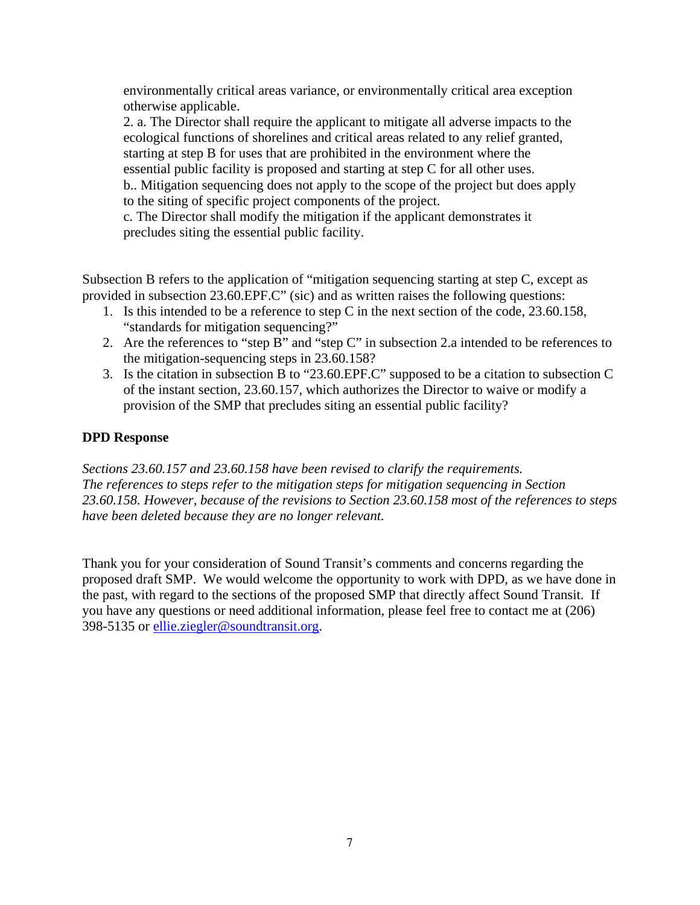environmentally critical areas variance, or environmentally critical area exception otherwise applicable.

2. a. The Director shall require the applicant to mitigate all adverse impacts to the ecological functions of shorelines and critical areas related to any relief granted, starting at step B for uses that are prohibited in the environment where the essential public facility is proposed and starting at step C for all other uses.

b.. Mitigation sequencing does not apply to the scope of the project but does apply to the siting of specific project components of the project.

c. The Director shall modify the mitigation if the applicant demonstrates it precludes siting the essential public facility.

Subsection B refers to the application of "mitigation sequencing starting at step C, except as provided in subsection 23.60.EPF.C" (sic) and as written raises the following questions:

1. Is this intended to be a reference to step C in the next section of the code, 23.60.158, "standards for mitigation sequencing?"
2. Are the references to "step B" and "step C" in subsection 2.a intended to be references to the mitigation-sequencing steps in 23.60.158?
3. Is the citation in subsection B to "23.60.EPF.C" supposed to be a citation to subsection C of the instant section, 23.60.157, which authorizes the Director to waive or modify a provision of the SMP that precludes siting an essential public facility?

**DPD Response**

*Sections 23.60.157 and 23.60.158 have been revised to clarify the requirements. The references to steps refer to the mitigation steps for mitigation sequencing in Section 23.60.158. However, because of the revisions to Section 23.60.158 most of the references to steps have been deleted because they are no longer relevant.*

Thank you for your consideration of Sound Transit's comments and concerns regarding the proposed draft SMP. We would welcome the opportunity to work with DPD, as we have done in the past, with regard to the sections of the proposed SMP that directly affect Sound Transit. If you have any questions or need additional information, please feel free to contact me at (206) 398-5135 or ellie.ziegler@soundtransit.org.